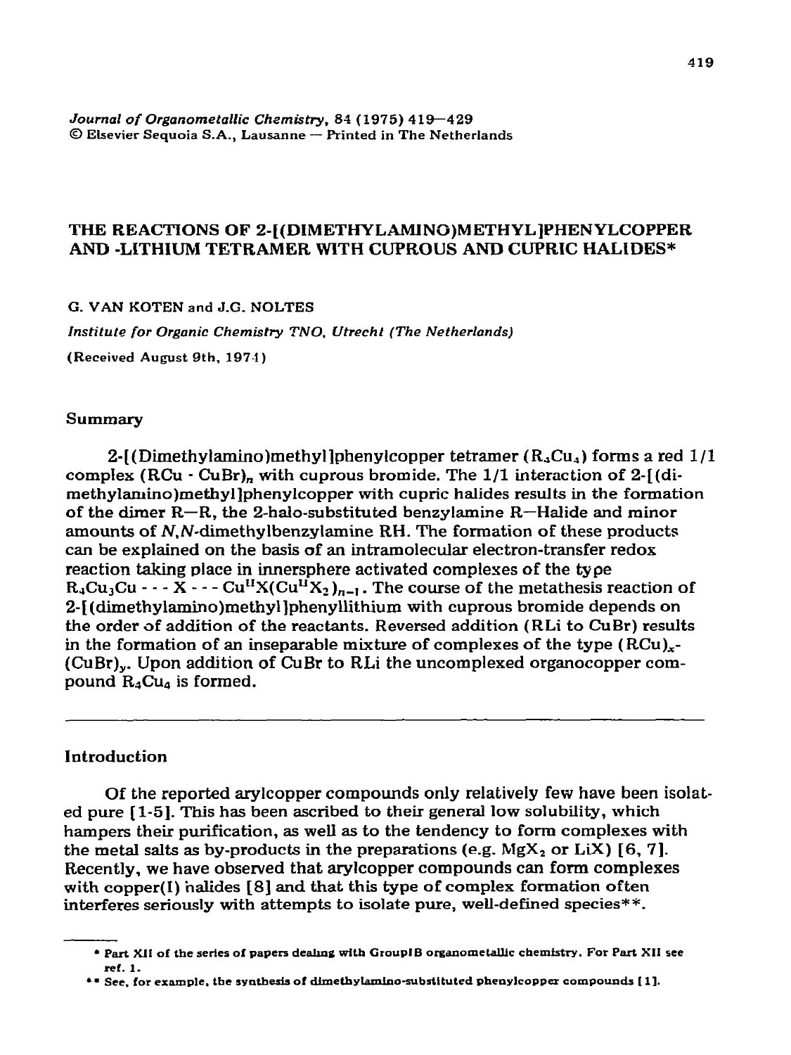Journal of Organometallic Chemistry, 84 (1975) 419–429
© Elsevier Sequoia S.A., Lausanne — Printed in The Netherlands

# THE REACTIONS OF 2-[(DIMETHYLAMINO)METHYL]PHENYLCOPPER AND -LITHIUM TETRAMER WITH CUPROUS AND CUPRIC HALIDES*

G. VAN KOTEN and J.G. NOLTES

*Institute for Organic Chemistry TNO, Utrecht (The Netherlands)*

(Received August 9th, 1974)

## Summary

2-[(Dimethylamino)methyl]phenylcopper tetramer ($R_4Cu_4$) forms a red 1/1 complex $(RCu \cdot CuBr)_n$ with cuprous bromide. The 1/1 interaction of 2-[(dimethylamino)methyl]phenylcopper with cupric halides results in the formation of the dimer R—R, the 2-halo-substituted benzylamine R—Halide and minor amounts of *N,N*-dimethylbenzylamine RH. The formation of these products can be explained on the basis of an intramolecular electron-transfer redox reaction taking place in innersphere activated complexes of the type $R_4Cu_3Cu \cdots X \cdots Cu^{II}X(Cu^{II}X_2)_{n-1}$. The course of the metathesis reaction of 2-[(dimethylamino)methyl]phenyllithium with cuprous bromide depends on the order of addition of the reactants. Reversed addition (RLi to CuBr) results in the formation of an inseparable mixture of complexes of the type $(RCu)_x(CuBr)_y$. Upon addition of CuBr to RLi the uncomplexed organocopper compound $R_4Cu_4$ is formed.

## Introduction

Of the reported arylcopper compounds only relatively few have been isolated pure [1-5]. This has been ascribed to their general low solubility, which hampers their purification, as well as to the tendency to form complexes with the metal salts as by-products in the preparations (e.g. $MgX_2$ or LiX) [6, 7]. Recently, we have observed that arylcopper compounds can form complexes with copper(I) halides [8] and that this type of complex formation often interferes seriously with attempts to isolate pure, well-defined species**.

---

* Part XII of the series of papers dealing with Group IB organometallic chemistry. For Part XII see ref. 1.

** See, for example, the synthesis of dimethylamino-substituted phenylcopper compounds [1].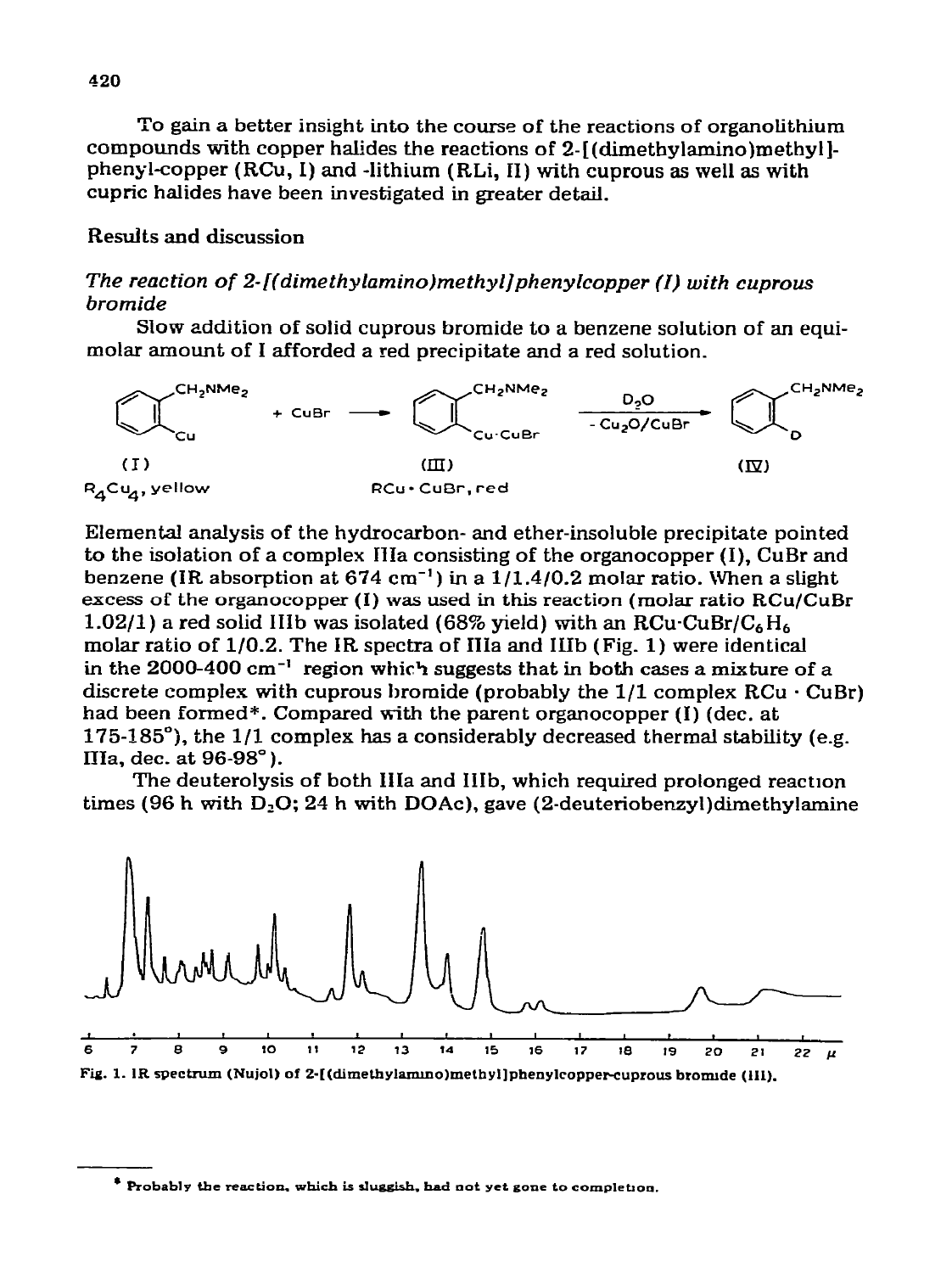To gain a better insight into the course of the reactions of organolithium compounds with copper halides the reactions of 2-[(dimethylamino)methyl]-phenyl-copper (RCu, I) and -lithium (RLi, II) with cuprous as well as with cupric halides have been investigated in greater detail.

## Results and discussion

### *The reaction of 2-[(dimethylamino)methyl]phenylcopper (I) with cuprous bromide*

Slow addition of solid cuprous bromide to a benzene solution of an equimolar amount of I afforded a red precipitate and a red solution.

$$\text{(I)} \; R_4Cu_4\text{, yellow} + CuBr \longrightarrow \text{(III)} \; RCu \cdot CuBr\text{, red} \xrightarrow[- Cu_2O/CuBr]{D_2O} \text{(IV)}$$

Elemental analysis of the hydrocarbon- and ether-insoluble precipitate pointed to the isolation of a complex IIIa consisting of the organocopper (I), CuBr and benzene (IR absorption at 674 $cm^{-1}$) in a 1/1.4/0.2 molar ratio. When a slight excess of the organocopper (I) was used in this reaction (molar ratio RCu/CuBr 1.02/1) a red solid IIIb was isolated (68% yield) with an $RCu{\cdot}CuBr/C_6H_6$ molar ratio of 1/0.2. The IR spectra of IIIa and IIIb (Fig. 1) were identical in the 2000-400 $cm^{-1}$ region which suggests that in both cases a mixture of a discrete complex with cuprous bromide (probably the 1/1 complex RCu · CuBr) had been formed*. Compared with the parent organocopper (I) (dec. at 175-185°), the 1/1 complex has a considerably decreased thermal stability (e.g. IIIa, dec. at 96-98°).

The deuterolysis of both IIIa and IIIb, which required prolonged reaction times (96 h with $D_2O$; 24 h with DOAc), gave (2-deuteriobenzyl)dimethylamine

Fig. 1. IR spectrum (Nujol) of 2-[(dimethylamino)methyl]phenylcopper-cuprous bromide (III).

* Probably the reaction, which is sluggish, had not yet gone to completion.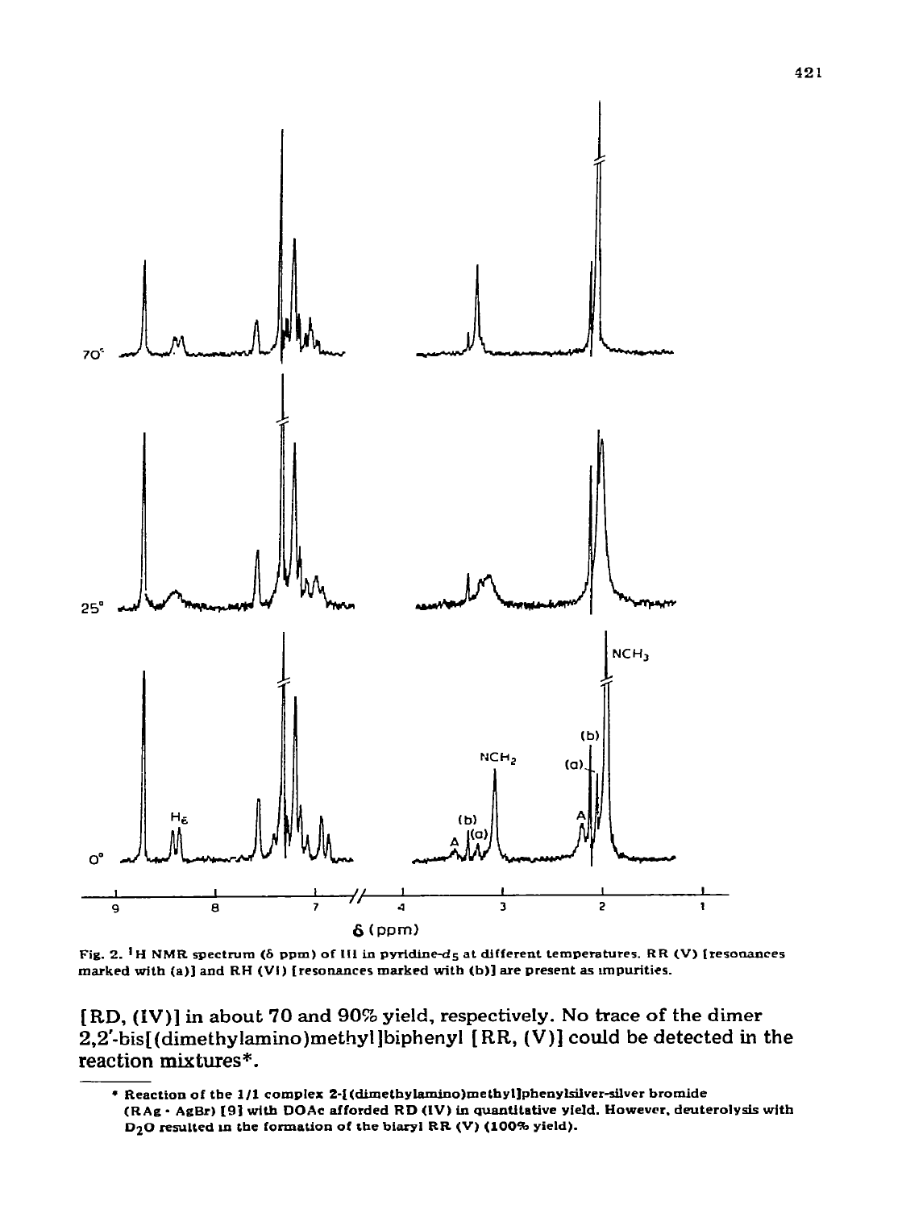Fig. 2. $^1H$ NMR spectrum (δ ppm) of III in pyridine-$d_5$ at different temperatures. RR (V) [resonances marked with (a)] and RH (VI) [resonances marked with (b)] are present as impurities.

[RD, (IV)] in about 70 and 90% yield, respectively. No trace of the dimer 2,2'-bis[(dimethylamino)methyl]biphenyl [RR, (V)] could be detected in the reaction mixtures*.

---

* Reaction of the 1/1 complex 2-[(dimethylamino)methyl]phenylsilver-silver bromide (RAg · AgBr) [9] with DOAc afforded RD (IV) in quantitative yield. However, deuterolysis with $D_2O$ resulted in the formation of the biaryl RR (V) (100% yield).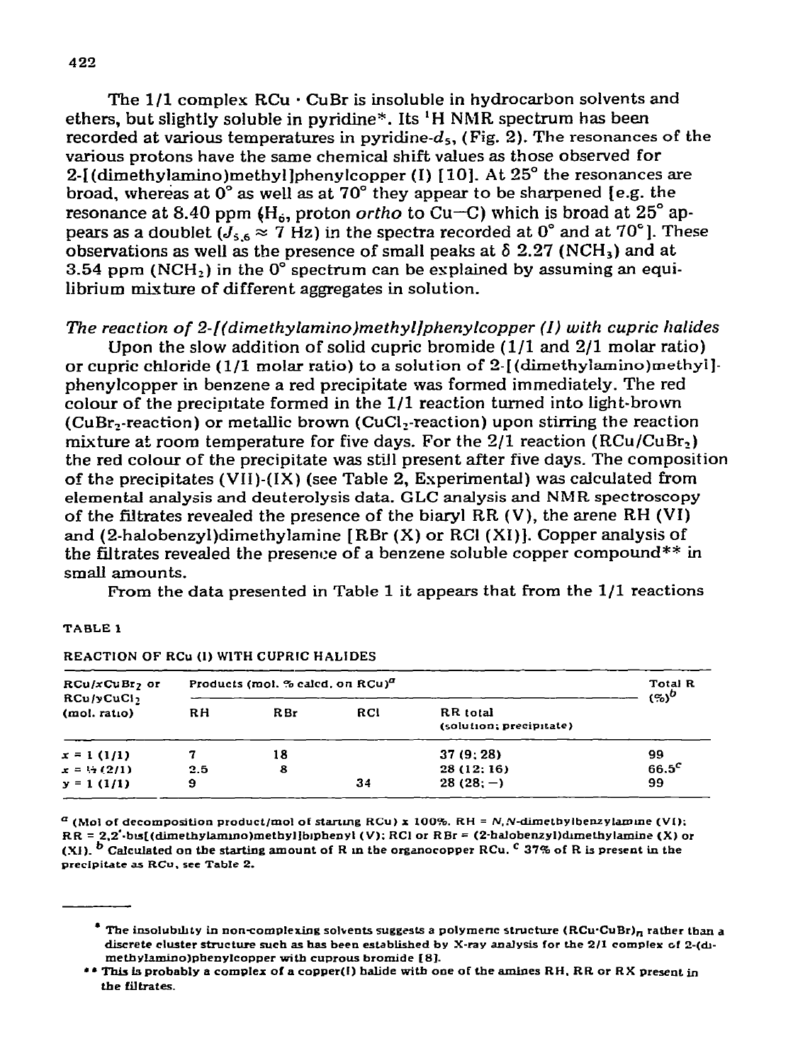The 1/1 complex RCu · CuBr is insoluble in hydrocarbon solvents and ethers, but slightly soluble in pyridine*. Its $^1$H NMR spectrum has been recorded at various temperatures in pyridine-$d_5$, (Fig. 2). The resonances of the various protons have the same chemical shift values as those observed for 2-[(dimethylamino)methyl]phenylcopper (I) [10]. At 25° the resonances are broad, whereas at 0° as well as at 70° they appear to be sharpened [e.g. the resonance at 8.40 ppm ($H_6$, proton *ortho* to Cu—C) which is broad at 25° appears as a doublet ($J_{5,6} \approx 7$ Hz) in the spectra recorded at 0° and at 70°]. These observations as well as the presence of small peaks at δ 2.27 ($NCH_3$) and at 3.54 ppm ($NCH_2$) in the 0° spectrum can be explained by assuming an equilibrium mixture of different aggregates in solution.

*The reaction of 2-[(dimethylamino)methyl]phenylcopper (I) with cupric halides*

Upon the slow addition of solid cupric bromide (1/1 and 2/1 molar ratio) or cupric chloride (1/1 molar ratio) to a solution of 2-[(dimethylamino)methyl]phenylcopper in benzene a red precipitate was formed immediately. The red colour of the precipitate formed in the 1/1 reaction turned into light-brown ($CuBr_2$-reaction) or metallic brown ($CuCl_2$-reaction) upon stirring the reaction mixture at room temperature for five days. For the 2/1 reaction ($RCu/CuBr_2$) the red colour of the precipitate was still present after five days. The composition of the precipitates (VII)-(IX) (see Table 2, Experimental) was calculated from elemental analysis and deuterolysis data. GLC analysis and NMR spectroscopy of the filtrates revealed the presence of the biaryl RR (V), the arene RH (VI) and (2-halobenzyl)dimethylamine [RBr (X) or RCl (XI)]. Copper analysis of the filtrates revealed the presence of a benzene soluble copper compound** in small amounts.

From the data presented in Table 1 it appears that from the 1/1 reactions

TABLE 1

REACTION OF RCu (I) WITH CUPRIC HALIDES

| $RCu/xCuBr_2$ or $RCu/yCuCl_2$ (mol. ratio) | Products (mol. % calcd. on RCu)[a] | | | | Total R (%)[b] |
|---|---|---|---|---|---|
| | RH | RBr | RCl | RR total (solution; precipitate) | |
| $x = 1$ (1/1) | 7 | 18 | | 37 (9; 28) | 99 |
| $x = ½$ (2/1) | 2.5 | 8 | | 28 (12; 16) | 66.5[c] |
| $y = 1$ (1/1) | 9 | | 34 | 28 (28; —) | 99 |

[a] (Mol of decomposition product/mol of starting RCu) x 100%. RH = N,N-dimethylbenzylamine (VI); RR = 2,2'-bis[(dimethylamino)methyl]biphenyl (V); RCl or RBr = (2-halobenzyl)dimethylamine (X) or (XI). [b] Calculated on the starting amount of R in the organocopper RCu. [c] 37% of R is present in the precipitate as RCu, see Table 2.

---

* The insolubility in non-complexing solvents suggests a polymeric structure $(RCu{\cdot}CuBr)_n$ rather than a discrete cluster structure such as has been established by X-ray analysis for the 2/1 complex of 2-(dimethylamino)phenylcopper with cuprous bromide [8].

** This is probably a complex of a copper(I) halide with one of the amines RH, RR or RX present in the filtrates.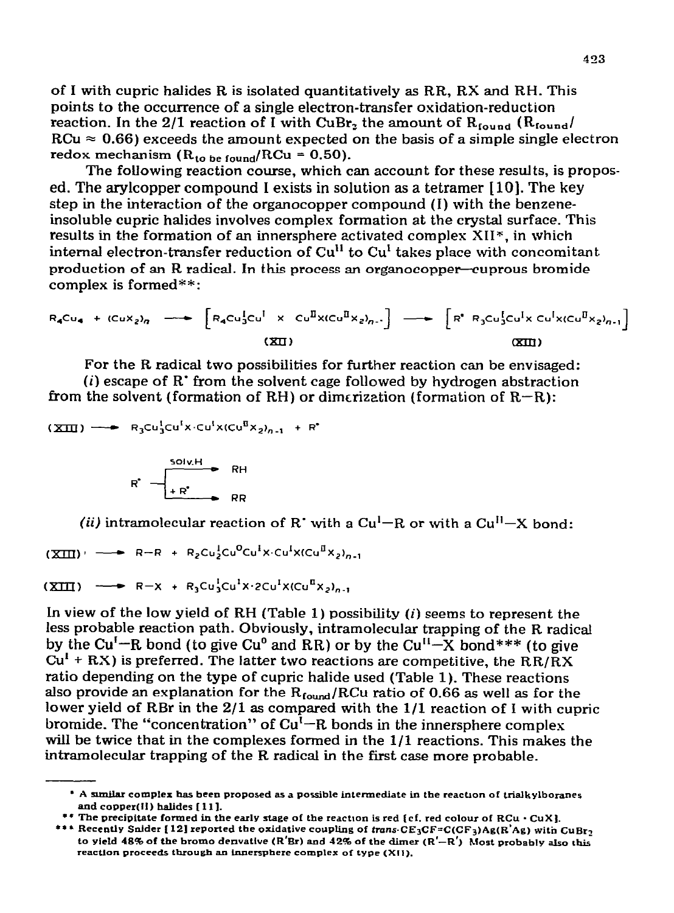of I with cupric halides R is isolated quantitatively as RR, RX and RH. This points to the occurrence of a single electron-transfer oxidation-reduction reaction. In the 2/1 reaction of I with $CuBr_2$ the amount of $R_{found}$ ($R_{found}/RCu \approx 0.66$) exceeds the amount expected on the basis of a simple single electron redox mechanism ($R_{to\ be\ found}/RCu = 0.50$).

The following reaction course, which can account for these results, is proposed. The arylcopper compound I exists in solution as a tetramer [10]. The key step in the interaction of the organocopper compound (I) with the benzene-insoluble cupric halides involves complex formation at the crystal surface. This results in the formation of an innersphere activated complex XII*, in which internal electron-transfer reduction of $Cu^{II}$ to $Cu^{I}$ takes place with concomitant production of an R radical. In this process an organocopper—cuprous bromide complex is formed**:

$$R_4Cu_4 + (CuX_2)_n \longrightarrow \underset{(XII)}{\left[R_4Cu^I_3Cu^I \quad X \quad Cu^{II}X(Cu^{II}X_2)_{n-1}\right]} \longrightarrow \underset{(XIII)}{\left[R^{\bullet} \; R_3Cu^I_3Cu^IX \; Cu^IX(Cu^{II}X_2)_{n-1}\right]}$$

For the R radical two possibilities for further reaction can be envisaged:

(*i*) escape of R• from the solvent cage followed by hydrogen abstraction from the solvent (formation of RH) or dimerization (formation of R—R):

$$(XIII) \longrightarrow R_3Cu^I_3Cu^IX \cdot Cu^IX(Cu^{II}X_2)_{n-1} + R^{\bullet}$$

$$R^{\bullet} \xrightarrow{\text{solv.H}} RH \qquad R^{\bullet} \xrightarrow{+R^{\bullet}} RR$$

(*ii*) intramolecular reaction of R• with a $Cu^I$—R or with a $Cu^{II}$—X bond:

$$(XIII) \longrightarrow R{-}R + R_2Cu^I_2Cu^0Cu^IX \cdot Cu^IX(Cu^{II}X_2)_{n-1}$$

$$(XIII) \longrightarrow R{-}X + R_3Cu^I_3Cu^IX \cdot 2Cu^IX(Cu^{II}X_2)_{n-1}$$

In view of the low yield of RH (Table 1) possibility (*i*) seems to represent the less probable reaction path. Obviously, intramolecular trapping of the R radical by the $Cu^I$—R bond (to give $Cu^0$ and RR) or by the $Cu^{II}$—X bond*** (to give $Cu^I$ + RX) is preferred. The latter two reactions are competitive, the RR/RX ratio depending on the type of cupric halide used (Table 1). These reactions also provide an explanation for the $R_{found}/RCu$ ratio of 0.66 as well as for the lower yield of RBr in the 2/1 as compared with the 1/1 reaction of I with cupric bromide. The "concentration" of $Cu^I$—R bonds in the innersphere complex will be twice that in the complexes formed in the 1/1 reactions. This makes the intramolecular trapping of the R radical in the first case more probable.

---

* A similar complex has been proposed as a possible intermediate in the reaction of trialkylboranes and copper(II) halides [11].

** The precipitate formed in the early stage of the reaction is red (cf. red colour of RCu · CuX).

*** Recently Snider [12] reported the oxidative coupling of *trans*-$CF_3CF{=}C(CF_3)Ag$(R'Ag) with $CuBr_2$ to yield 48% of the bromo derivative (R'Br) and 42% of the dimer (R'—R'). Most probably also this reaction proceeds through an innersphere complex of type (XII).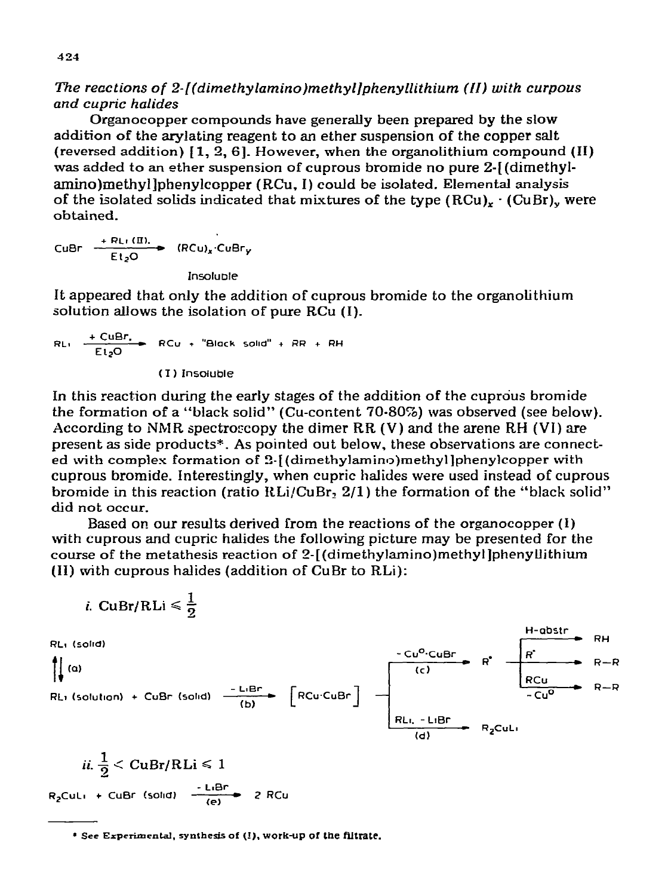*The reactions of 2-[(dimethylamino)methyl]phenyllithium (II) with curpous and cupric halides*

Organocopper compounds have generally been prepared by the slow addition of the arylating reagent to an ether suspension of the copper salt (reversed addition) [1, 2, 6]. However, when the organolithium compound (II) was added to an ether suspension of cuprous bromide no pure 2-[(dimethylamino)methyl]phenylcopper (RCu, I) could be isolated. Elemental analysis of the isolated solids indicated that mixtures of the type $(RCu)_x \cdot (CuBr)_y$ were obtained.

$$CuBr \xrightarrow[Et_2O]{+RLi\ (II)} (RCu)_x \cdot CuBr_y$$

Insoluble

It appeared that only the addition of cuprous bromide to the organolithium solution allows the isolation of pure RCu (I).

$$RLi \xrightarrow[Et_2O]{+CuBr} RCu + \text{"Black solid"} + RR + RH$$

(I) Insoluble

In this reaction during the early stages of the addition of the cuprous bromide the formation of a "black solid" (Cu-content 70-80%) was observed (see below). According to NMR spectroscopy the dimer RR (V) and the arene RH (VI) are present as side products*. As pointed out below, these observations are connected with complex formation of 2-[(dimethylamino)methyl]phenylcopper with cuprous bromide. Interestingly, when cupric halides were used instead of cuprous bromide in this reaction (ratio $RLi/CuBr_2$ 2/1) the formation of the "black solid" did not occur.

Based on our results derived from the reactions of the organocopper (I) with cuprous and cupric halides the following picture may be presented for the course of the metathesis reaction of 2-[(dimethylamino)methyl]phenyllithium (II) with cuprous halides (addition of CuBr to RLi):

*i.* $CuBr/RLi \leqslant \frac{1}{2}$

RLi (solid) $\rightleftharpoons$ (a) RLi (solution)

$$RLi\ (solution) + CuBr\ (solid) \xrightarrow[(b)]{-LiBr} [RCu \cdot CuBr]$$

$$[RCu \cdot CuBr] \xrightarrow[(c)]{-Cu^0 \cdot CuBr} R^{\bullet}$$

$$R^{\bullet} \xrightarrow{\text{H-abstr}} RH$$

$$R^{\bullet} \xrightarrow{R^{\bullet}} R{-}R$$

$$R^{\bullet} \xrightarrow[-Cu^0]{RCu} R{-}R$$

$$[RCu \cdot CuBr] \xrightarrow[(d)]{RLi,\ -LiBr} R_2CuLi$$

*ii.* $\frac{1}{2} < CuBr/RLi \leqslant 1$

$$R_2CuLi + CuBr\ (solid) \xrightarrow[(e)]{-LiBr} 2\ RCu$$

* See Experimental, synthesis of (I), work-up of the filtrate.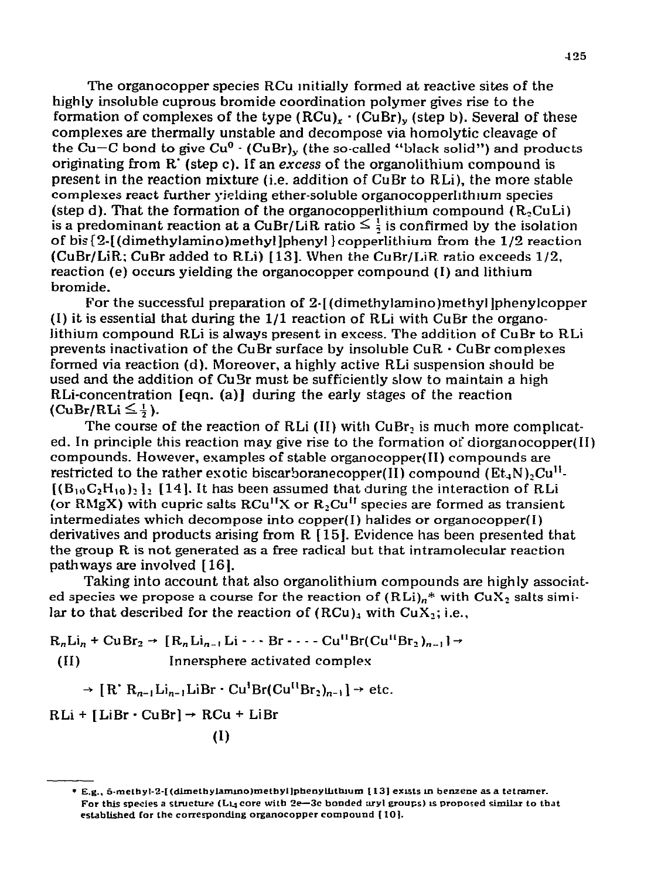The organocopper species RCu initially formed at reactive sites of the highly insoluble cuprous bromide coordination polymer gives rise to the formation of complexes of the type $(RCu)_x \cdot (CuBr)_y$ (step b). Several of these complexes are thermally unstable and decompose via homolytic cleavage of the Cu—C bond to give $Cu^0 \cdot (CuBr)_y$ (the so-called "black solid") and products originating from $R^{\cdot}$ (step c). If an *excess* of the organolithium compound is present in the reaction mixture (i.e. addition of CuBr to RLi), the more stable complexes react further yielding ether-soluble organocopperlithium species (step d). That the formation of the organocopperlithium compound ($R_2CuLi$) is a predominant reaction at a CuBr/LiR ratio $\leq \frac{1}{2}$ is confirmed by the isolation of bis{2-[(dimethylamino)methyl]phenyl}copperlithium from the 1/2 reaction (CuBr/LiR; CuBr added to RLi) [13]. When the CuBr/LiR ratio exceeds 1/2, reaction (e) occurs yielding the organocopper compound (I) and lithium bromide.

For the successful preparation of 2-[(dimethylamino)methyl]phenylcopper (I) it is essential that during the 1/1 reaction of RLi with CuBr the organolithium compound RLi is always present in excess. The addition of CuBr to RLi prevents inactivation of the CuBr surface by insoluble CuR · CuBr complexes formed via reaction (d). Moreover, a highly active RLi suspension should be used and the addition of CuBr must be sufficiently slow to maintain a high RLi-concentration [eqn. (a)] during the early stages of the reaction (CuBr/RLi $\leq \frac{1}{2}$).

The course of the reaction of RLi (II) with $CuBr_2$ is much more complicated. In principle this reaction may give rise to the formation of diorganocopper(II) compounds. However, examples of stable organocopper(II) compounds are restricted to the rather exotic biscarboranecopper(II) compound $(Et_4N)_2Cu^{II}[(B_{10}C_2H_{10})_2]_2$ [14]. It has been assumed that during the interaction of RLi (or RMgX) with cupric salts $RCu^{II}X$ or $R_2Cu^{II}$ species are formed as transient intermediates which decompose into copper(I) halides or organocopper(I) derivatives and products arising from R [15]. Evidence has been presented that the group R is not generated as a free radical but that intramolecular reaction pathways are involved [16].

Taking into account that also organolithium compounds are highly associated species we propose a course for the reaction of $(RLi)_n$* with $CuX_2$ salts similar to that described for the reaction of $(RCu)_4$ with $CuX_2$; i.e.,

$$\underset{(II)}{R_nLi_n} + CuBr_2 \rightarrow \underset{\text{Innersphere activated complex}}{[R_nLi_{n-1}Li \cdots Br \cdots Cu^{II}Br(Cu^{II}Br_2)_{n-1}]} \rightarrow$$

$$\rightarrow [R^{\cdot}\, R_{n-1}Li_{n-1}LiBr \cdot Cu^{I}Br(Cu^{II}Br_2)_{n-1}] \rightarrow \text{etc.}$$

$$RLi + [LiBr \cdot CuBr] \rightarrow \underset{(I)}{RCu} + LiBr$$

---

\* E.g., 5-methyl-2-[(dimethylamino)methyl]phenyllithium [13] exists in benzene as a tetramer. For this species a structure ($Li_4$ core with 2e—3c bonded aryl groups) is proposed similar to that established for the corresponding organocopper compound [10].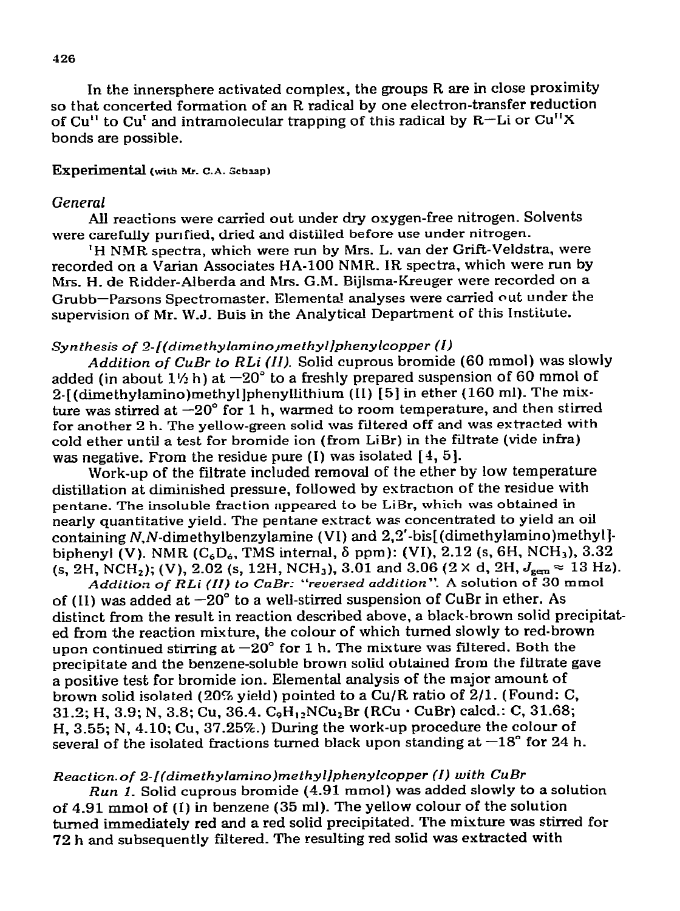In the innersphere activated complex, the groups R are in close proximity so that concerted formation of an R radical by one electron-transfer reduction of $Cu^{II}$ to $Cu^{I}$ and intramolecular trapping of this radical by R—Li or $Cu^{II}X$ bonds are possible.

## Experimental (with Mr. C.A. Schaap)

### *General*

All reactions were carried out under dry oxygen-free nitrogen. Solvents were carefully purified, dried and distilled before use under nitrogen.

$^1H$ NMR spectra, which were run by Mrs. L. van der Grift-Veldstra, were recorded on a Varian Associates HA-100 NMR. IR spectra, which were run by Mrs. H. de Ridder-Alberda and Mrs. G.M. Bijlsma-Kreuger were recorded on a Grubb—Parsons Spectromaster. Elemental analyses were carried out under the supervision of Mr. W.J. Buis in the Analytical Department of this Institute.

### *Synthesis of 2-[(dimethylamino)methyl]phenylcopper (I)*

*Addition of CuBr to RLi (II).* Solid cuprous bromide (60 mmol) was slowly added (in about 1½ h) at −20° to a freshly prepared suspension of 60 mmol of 2-[(dimethylamino)methyl]phenyllithium (II) [5] in ether (160 ml). The mixture was stirred at −20° for 1 h, warmed to room temperature, and then stirred for another 2 h. The yellow-green solid was filtered off and was extracted with cold ether until a test for bromide ion (from LiBr) in the filtrate (vide infra) was negative. From the residue pure (I) was isolated [4, 5].

Work-up of the filtrate included removal of the ether by low temperature distillation at diminished pressure, followed by extraction of the residue with pentane. The insoluble fraction appeared to be LiBr, which was obtained in nearly quantitative yield. The pentane extract was concentrated to yield an oil containing *N,N*-dimethylbenzylamine (VI) and 2,2'-bis[(dimethylamino)methyl]-biphenyl (V). NMR ($C_6D_6$, TMS internal, δ ppm): (VI), 2.12 (s, 6H, $NCH_3$), 3.32 (s, 2H, $NCH_2$); (V), 2.02 (s, 12H, $NCH_3$), 3.01 and 3.06 (2 × d, 2H, $J_{gem} \approx 13$ Hz).

*Addition of RLi (II) to CuBr: "reversed addition".* A solution of 30 mmol of (II) was added at −20° to a well-stirred suspension of CuBr in ether. As distinct from the result in reaction described above, a black-brown solid precipitated from the reaction mixture, the colour of which turned slowly to red-brown upon continued stirring at −20° for 1 h. The mixture was filtered. Both the precipitate and the benzene-soluble brown solid obtained from the filtrate gave a positive test for bromide ion. Elemental analysis of the major amount of brown solid isolated (20% yield) pointed to a Cu/R ratio of 2/1. (Found: C, 31.2; H, 3.9; N, 3.8; Cu, 36.4. $C_9H_{12}NCu_2Br$ (RCu · CuBr) calcd.: C, 31.68; H, 3.55; N, 4.10; Cu, 37.25%.) During the work-up procedure the colour of several of the isolated fractions turned black upon standing at −18° for 24 h.

### *Reaction of 2-[(dimethylamino)methyl]phenylcopper (I) with CuBr*

*Run 1.* Solid cuprous bromide (4.91 mmol) was added slowly to a solution of 4.91 mmol of (I) in benzene (35 ml). The yellow colour of the solution turned immediately red and a red solid precipitated. The mixture was stirred for 72 h and subsequently filtered. The resulting red solid was extracted with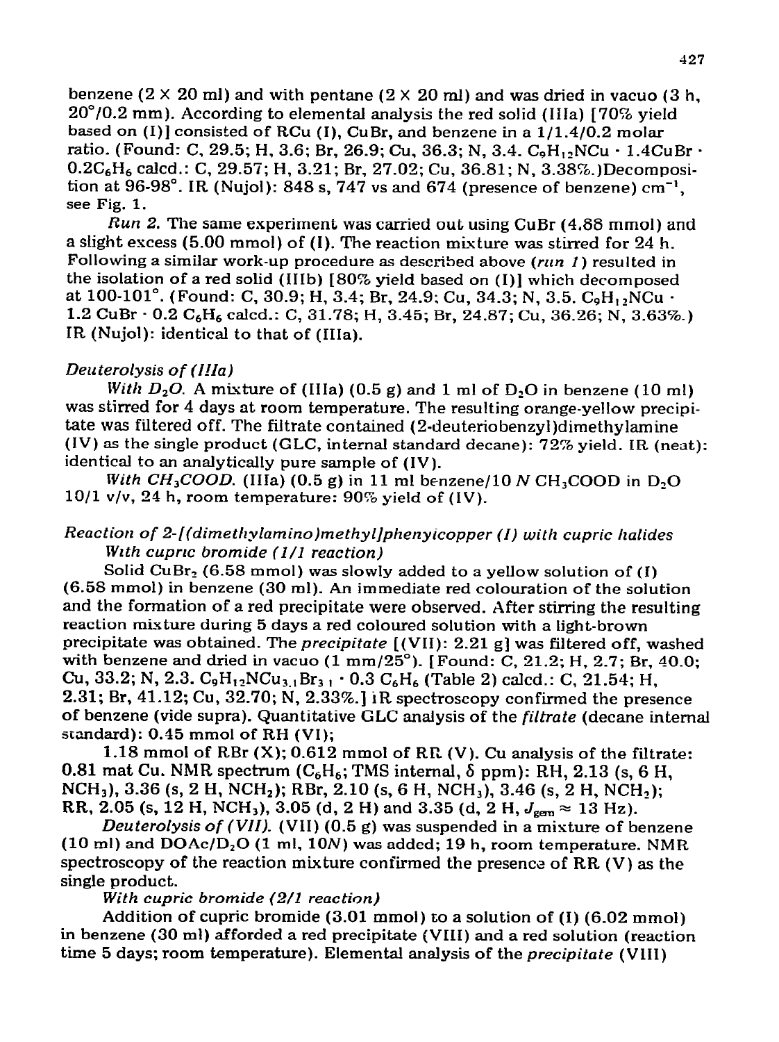benzene (2 × 20 ml) and with pentane (2 × 20 ml) and was dried in vacuo (3 h, 20°/0.2 mm). According to elemental analysis the red solid (IIIa) [70% yield based on (I)] consisted of RCu (I), CuBr, and benzene in a 1/1.4/0.2 molar ratio. (Found: C, 29.5; H, 3.6; Br, 26.9; Cu, 36.3; N, 3.4. $C_9H_{12}NCu \cdot 1.4CuBr \cdot 0.2C_6H_6$ calcd.: C, 29.57; H, 3.21; Br, 27.02; Cu, 36.81; N, 3.38%.)Decomposition at 96-98°. IR (Nujol): 848 s, 747 vs and 674 (presence of benzene) $cm^{-1}$, see Fig. 1.

*Run 2.* The same experiment was carried out using CuBr (4.88 mmol) and a slight excess (5.00 mmol) of (I). The reaction mixture was stirred for 24 h. Following a similar work-up procedure as described above (*run 1*) resulted in the isolation of a red solid (IIIb) [80% yield based on (I)] which decomposed at 100-101°. (Found: C, 30.9; H, 3.4; Br, 24.9; Cu, 34.3; N, 3.5. $C_9H_{12}NCu \cdot 1.2\ CuBr \cdot 0.2\ C_6H_6$ calcd.: C, 31.78; H, 3.45; Br, 24.87; Cu, 36.26; N, 3.63%.) IR (Nujol): identical to that of (IIIa).

*Deuterolysis of (IIIa)*

*With $D_2O$.* A mixture of (IIIa) (0.5 g) and 1 ml of $D_2O$ in benzene (10 ml) was stirred for 4 days at room temperature. The resulting orange-yellow precipitate was filtered off. The filtrate contained (2-deuteriobenzyl)dimethylamine (IV) as the single product (GLC, internal standard decane): 72% yield. IR (neat): identical to an analytically pure sample of (IV).

*With $CH_3COOD$.* (IIIa) (0.5 g) in 11 ml benzene/10 *N* $CH_3COOD$ in $D_2O$ 10/1 v/v, 24 h, room temperature: 90% yield of (IV).

*Reaction of 2-[(dimethylamino)methyl]phenylcopper (I) with cupric halides*

*With cupric bromide (1/1 reaction)*

Solid $CuBr_2$ (6.58 mmol) was slowly added to a yellow solution of (I) (6.58 mmol) in benzene (30 ml). An immediate red colouration of the solution and the formation of a red precipitate were observed. After stirring the resulting reaction mixture during 5 days a red coloured solution with a light-brown precipitate was obtained. The *precipitate* [(VII): 2.21 g] was filtered off, washed with benzene and dried in vacuo (1 mm/25°). [Found: C, 21.2; H, 2.7; Br, 40.0; Cu, 33.2; N, 2.3. $C_9H_{12}NCu_{3.1}Br_{3.1} \cdot 0.3\ C_6H_6$ (Table 2) calcd.: C, 21.54; H, 2.31; Br, 41.12; Cu, 32.70; N, 2.33%.] IR spectroscopy confirmed the presence of benzene (vide supra). Quantitative GLC analysis of the *filtrate* (decane internal standard): 0.45 mmol of RH (VI);

1.18 mmol of RBr (X); 0.612 mmol of RR (V). Cu analysis of the filtrate: 0.81 mat Cu. NMR spectrum ($C_6H_6$; TMS internal, δ ppm): RH, 2.13 (s, 6 H, $NCH_3$), 3.36 (s, 2 H, $NCH_2$); RBr, 2.10 (s, 6 H, $NCH_3$), 3.46 (s, 2 H, $NCH_2$); RR, 2.05 (s, 12 H, $NCH_3$), 3.05 (d, 2 H) and 3.35 (d, 2 H, $J_{gem} \approx 13$ Hz).

*Deuterolysis of (VII).* (VII) (0.5 g) was suspended in a mixture of benzene (10 ml) and $DOAc/D_2O$ (1 ml, 10*N*) was added; 19 h, room temperature. NMR spectroscopy of the reaction mixture confirmed the presence of RR (V) as the single product.

*With cupric bromide (2/1 reaction)*

Addition of cupric bromide (3.01 mmol) to a solution of (I) (6.02 mmol) in benzene (30 ml) afforded a red precipitate (VIII) and a red solution (reaction time 5 days; room temperature). Elemental analysis of the *precipitate* (VIII)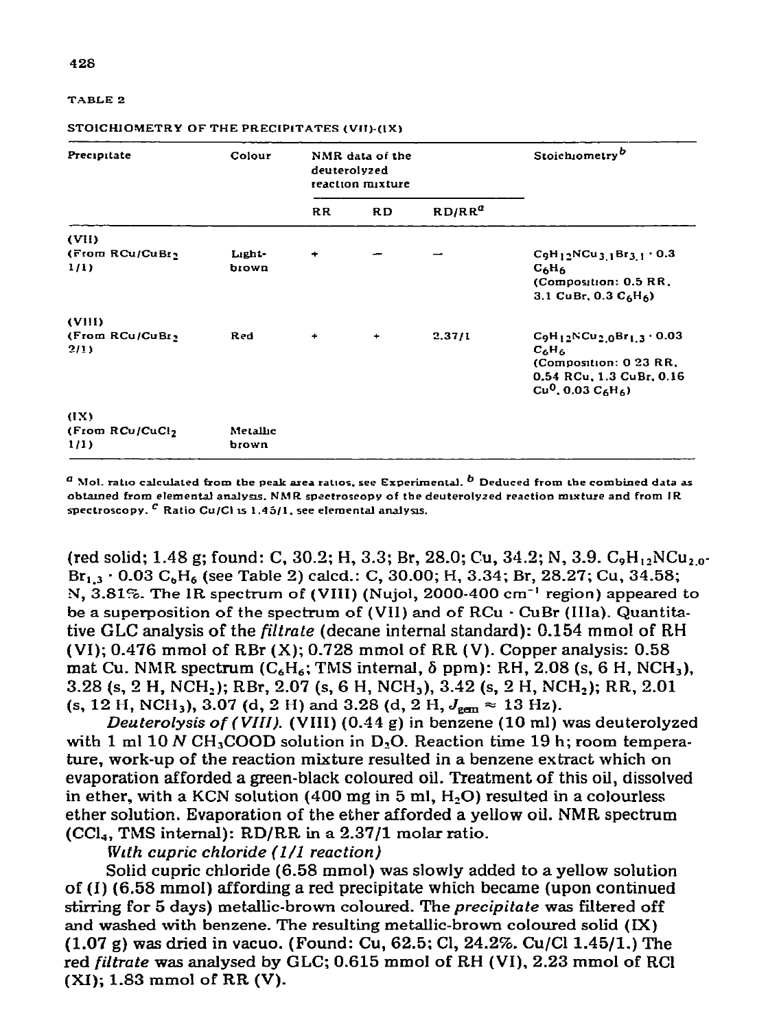TABLE 2

STOICHIOMETRY OF THE PRECIPITATES (VII)-(IX)

| Precipitate | Colour | NMR data of the deuterolyzed reaction mixture | | | Stoichiometry[b] |
|---|---|---|---|---|---|
| | | RR | RD | RD/RR[a] | |
| (VII) (From RCu/$CuBr_2$ 1/1) | Light-brown | + | − | − | $C_9H_{12}NCu_{3.1}Br_{3.1} \cdot 0.3\ C_6H_6$ (Composition: 0.5 RR, 3.1 CuBr, 0.3 $C_6H_6$) |
| (VIII) (From RCu/$CuBr_2$ 2/1) | Red | + | + | 2.37/1 | $C_9H_{12}NCu_{2.0}Br_{1.3} \cdot 0.03\ C_6H_6$ (Composition: 0.23 RR, 0.54 RCu, 1.3 CuBr, 0.16 $Cu^0$, 0.03 $C_6H_6$) |
| (IX) (From RCu/$CuCl_2$ 1/1) | Metallic brown | | | | |

[a] Mol. ratio calculated from the peak area ratios, see Experimental. [b] Deduced from the combined data as obtained from elemental analysis. NMR spectroscopy of the deuterolyzed reaction mixture and from IR spectroscopy. [c] Ratio Cu/Cl is 1.45/1, see elemental analysis.

(red solid; 1.48 g; found: C, 30.2; H, 3.3; Br, 28.0; Cu, 34.2; N, 3.9. $C_9H_{12}NCu_{2.0}Br_{1.3} \cdot 0.03\ C_6H_6$ (see Table 2) calcd.: C, 30.00; H, 3.34; Br, 28.27; Cu, 34.58; N, 3.81%. The IR spectrum of (VIII) (Nujol, 2000-400 $cm^{-1}$ region) appeared to be a superposition of the spectrum of (VII) and of RCu · CuBr (IIIa). Quantitative GLC analysis of the *filtrate* (decane internal standard): 0.154 mmol of RH (VI); 0.476 mmol of RBr (X); 0.728 mmol of RR (V). Copper analysis: 0.58 mat Cu. NMR spectrum ($C_6H_6$; TMS internal, δ ppm): RH, 2.08 (s, 6 H, $NCH_3$), 3.28 (s, 2 H, $NCH_2$); RBr, 2.07 (s, 6 H, $NCH_3$), 3.42 (s, 2 H, $NCH_2$); RR, 2.01 (s, 12 H, $NCH_3$), 3.07 (d, 2 H) and 3.28 (d, 2 H, $J_{gem} \approx 13$ Hz).

*Deuterolysis of (VIII).* (VIII) (0.44 g) in benzene (10 ml) was deuterolyzed with 1 ml 10 N $CH_3COOD$ solution in $D_2O$. Reaction time 19 h; room temperature, work-up of the reaction mixture resulted in a benzene extract which on evaporation afforded a green-black coloured oil. Treatment of this oil, dissolved in ether, with a KCN solution (400 mg in 5 ml, $H_2O$) resulted in a colourless ether solution. Evaporation of the ether afforded a yellow oil. NMR spectrum ($CCl_4$, TMS internal): RD/RR in a 2.37/1 molar ratio.

*With cupric chloride (1/1 reaction)*

Solid cupric chloride (6.58 mmol) was slowly added to a yellow solution of (I) (6.58 mmol) affording a red precipitate which became (upon continued stirring for 5 days) metallic-brown coloured. The *precipitate* was filtered off and washed with benzene. The resulting metallic-brown coloured solid (IX) (1.07 g) was dried in vacuo. (Found: Cu, 62.5; Cl, 24.2%. Cu/Cl 1.45/1.) The red *filtrate* was analysed by GLC; 0.615 mmol of RH (VI), 2.23 mmol of RCl (XI); 1.83 mmol of RR (V).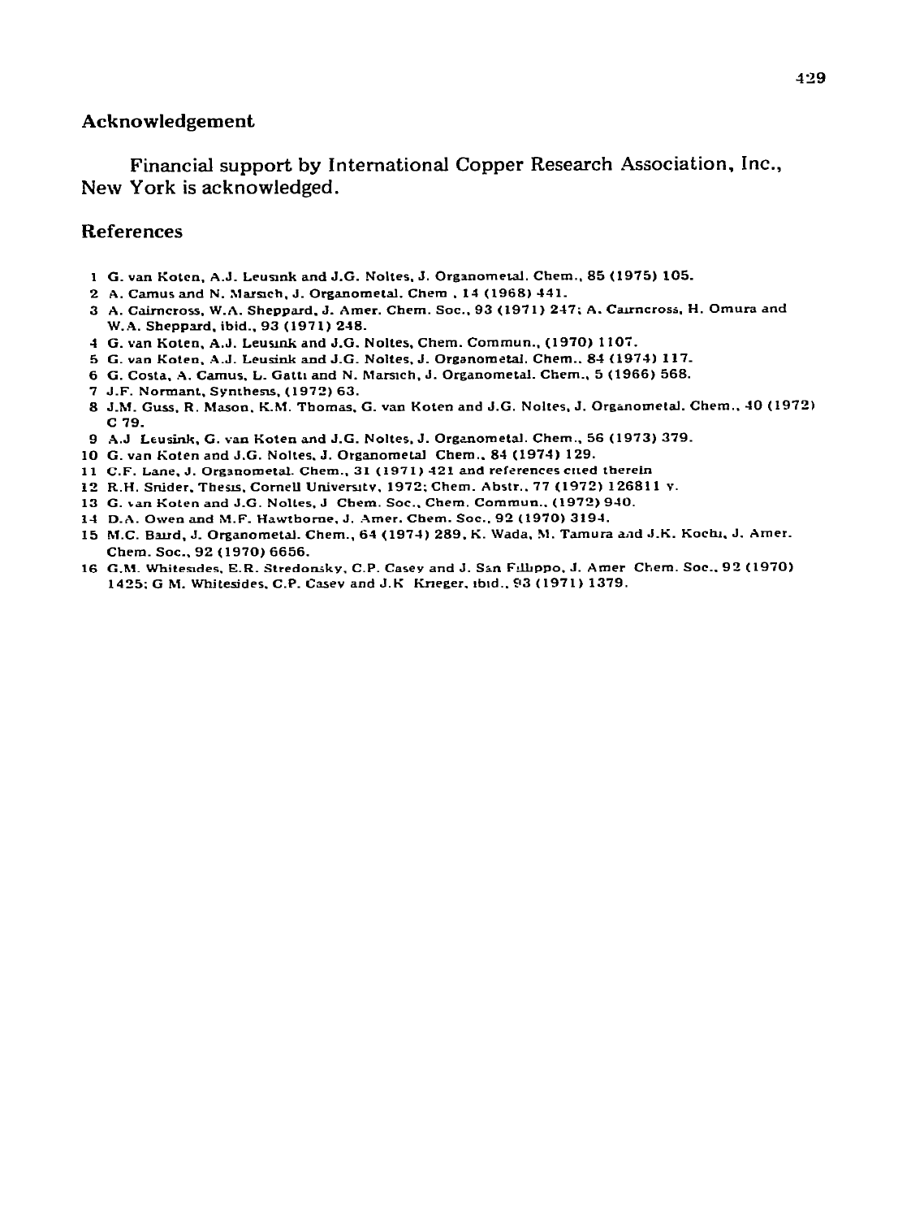## Acknowledgement

Financial support by International Copper Research Association, Inc., New York is acknowledged.

## References

1 G. van Koten, A.J. Leusink and J.G. Noltes, J. Organometal. Chem., 85 (1975) 105.
2 A. Camus and N. Marsich, J. Organometal. Chem , 14 (1968) 441.
3 A. Cairncross, W.A. Sheppard, J. Amer. Chem. Soc., 93 (1971) 247; A. Cairncross, H. Omura and W.A. Sheppard, ibid., 93 (1971) 248.
4 G. van Koten, A.J. Leusink and J.G. Noltes, Chem. Commun., (1970) 1107.
5 G. van Koten, A.J. Leusink and J.G. Noltes, J. Organometal. Chem.. 84 (1974) 117.
6 G. Costa, A. Camus, L. Gatti and N. Marsich, J. Organometal. Chem., 5 (1966) 568.
7 J.F. Normant, Synthesis, (1972) 63.
8 J.M. Guss, R. Mason, K.M. Thomas, G. van Koten and J.G. Noltes, J. Organometal. Chem., 40 (1972) C 79.
9 A.J Leusink, G. van Koten and J.G. Noltes, J. Organometal. Chem., 56 (1973) 379.
10 G. van Koten and J.G. Noltes, J. Organometal Chem., 84 (1974) 129.
11 C.F. Lane, J. Organometal. Chem., 31 (1971) 421 and references cited therein
12 R.H. Snider, Thesis, Cornell University, 1972; Chem. Abstr., 77 (1972) 126811 y.
13 G. van Koten and J.G. Noltes, J Chem. Soc., Chem. Commun., (1972) 940.
14 D.A. Owen and M.F. Hawthorne, J. Amer. Chem. Soc., 92 (1970) 3194.
15 M.C. Baird, J. Organometal. Chem., 64 (1974) 289, K. Wada, M. Tamura and J.K. Kochi, J. Amer. Chem. Soc., 92 (1970) 6656.
16 G.M. Whitesides, E.R. Stredonsky, C.P. Casey and J. San Filippo, J. Amer Chem. Soc., 92 (1970) 1425; G M. Whitesides, C.P. Casey and J.K Krieger, ibid., 93 (1971) 1379.